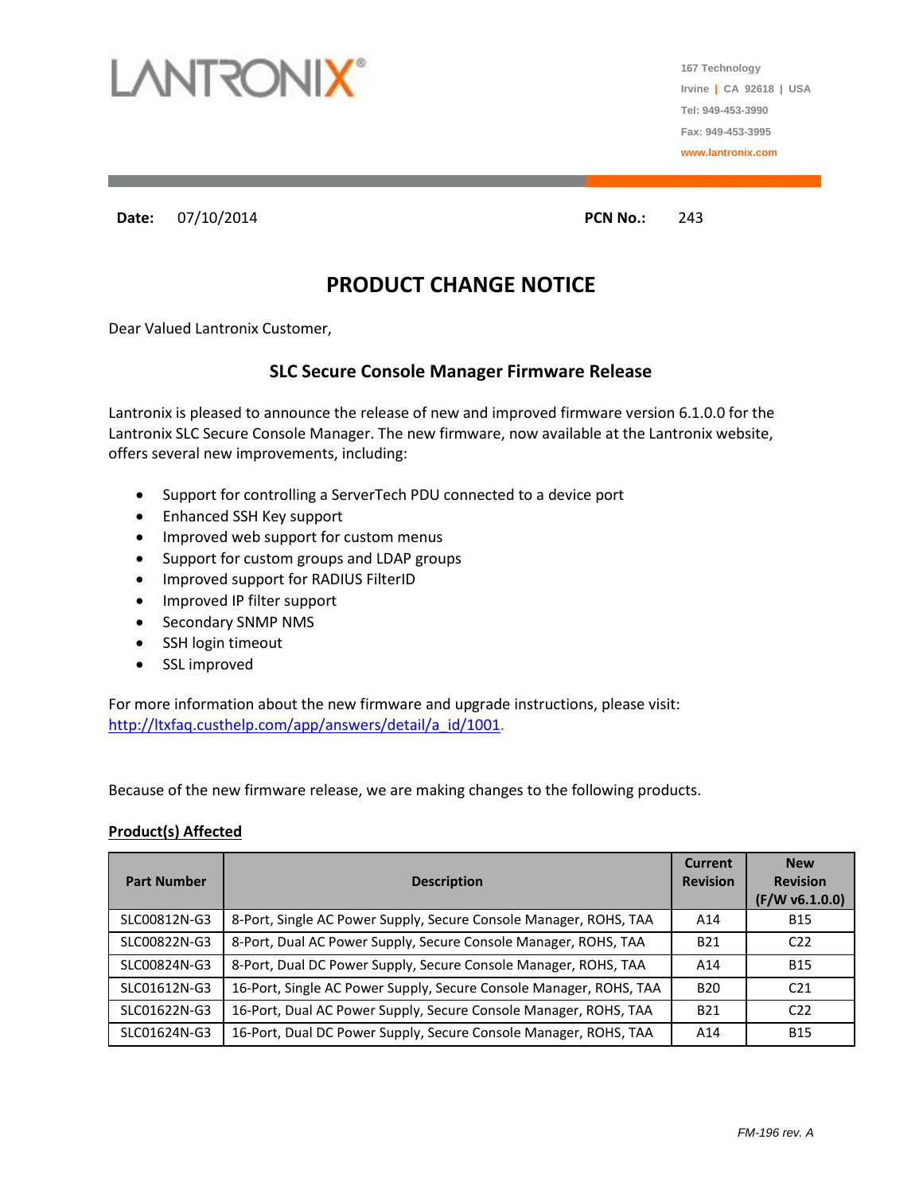LANTRONIX®

167 Technology
Irvine | CA 92618 | USA
Tel: 949-453-3990
Fax: 949-453-3995
www.lantronix.com

**Date:** 07/10/2014 **PCN No.:** 243

# PRODUCT CHANGE NOTICE

Dear Valued Lantronix Customer,

## SLC Secure Console Manager Firmware Release

Lantronix is pleased to announce the release of new and improved firmware version 6.1.0.0 for the Lantronix SLC Secure Console Manager. The new firmware, now available at the Lantronix website, offers several new improvements, including:

- Support for controlling a ServerTech PDU connected to a device port
- Enhanced SSH Key support
- Improved web support for custom menus
- Support for custom groups and LDAP groups
- Improved support for RADIUS FilterID
- Improved IP filter support
- Secondary SNMP NMS
- SSH login timeout
- SSL improved

For more information about the new firmware and upgrade instructions, please visit: http://ltxfaq.custhelp.com/app/answers/detail/a_id/1001.

Because of the new firmware release, we are making changes to the following products.

**Product(s) Affected**

| Part Number | Description | Current Revision | New Revision (F/W v6.1.0.0) |
|---|---|---|---|
| SLC00812N-G3 | 8-Port, Single AC Power Supply, Secure Console Manager, ROHS, TAA | A14 | B15 |
| SLC00822N-G3 | 8-Port, Dual AC Power Supply, Secure Console Manager, ROHS, TAA | B21 | C22 |
| SLC00824N-G3 | 8-Port, Dual DC Power Supply, Secure Console Manager, ROHS, TAA | A14 | B15 |
| SLC01612N-G3 | 16-Port, Single AC Power Supply, Secure Console Manager, ROHS, TAA | B20 | C21 |
| SLC01622N-G3 | 16-Port, Dual AC Power Supply, Secure Console Manager, ROHS, TAA | B21 | C22 |
| SLC01624N-G3 | 16-Port, Dual DC Power Supply, Secure Console Manager, ROHS, TAA | A14 | B15 |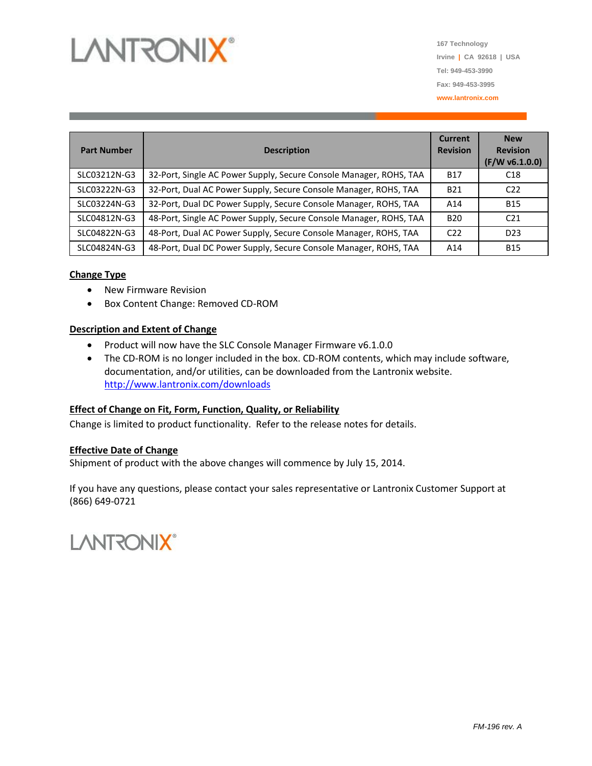LANTRONIX®

167 Technology
Irvine | CA 92618 | USA
Tel: 949-453-3990
Fax: 949-453-3995
www.lantronix.com

| Part Number | Description | Current Revision | New Revision (F/W v6.1.0.0) |
|---|---|---|---|
| SLC03212N-G3 | 32-Port, Single AC Power Supply, Secure Console Manager, ROHS, TAA | B17 | C18 |
| SLC03222N-G3 | 32-Port, Dual AC Power Supply, Secure Console Manager, ROHS, TAA | B21 | C22 |
| SLC03224N-G3 | 32-Port, Dual DC Power Supply, Secure Console Manager, ROHS, TAA | A14 | B15 |
| SLC04812N-G3 | 48-Port, Single AC Power Supply, Secure Console Manager, ROHS, TAA | B20 | C21 |
| SLC04822N-G3 | 48-Port, Dual AC Power Supply, Secure Console Manager, ROHS, TAA | C22 | D23 |
| SLC04824N-G3 | 48-Port, Dual DC Power Supply, Secure Console Manager, ROHS, TAA | A14 | B15 |

## Change Type

- New Firmware Revision
- Box Content Change: Removed CD-ROM

## Description and Extent of Change

- Product will now have the SLC Console Manager Firmware v6.1.0.0
- The CD-ROM is no longer included in the box. CD-ROM contents, which may include software, documentation, and/or utilities, can be downloaded from the Lantronix website. http://www.lantronix.com/downloads

## Effect of Change on Fit, Form, Function, Quality, or Reliability

Change is limited to product functionality. Refer to the release notes for details.

## Effective Date of Change

Shipment of product with the above changes will commence by July 15, 2014.

If you have any questions, please contact your sales representative or Lantronix Customer Support at (866) 649-0721

LANTRONIX®

*FM-196 rev. A*